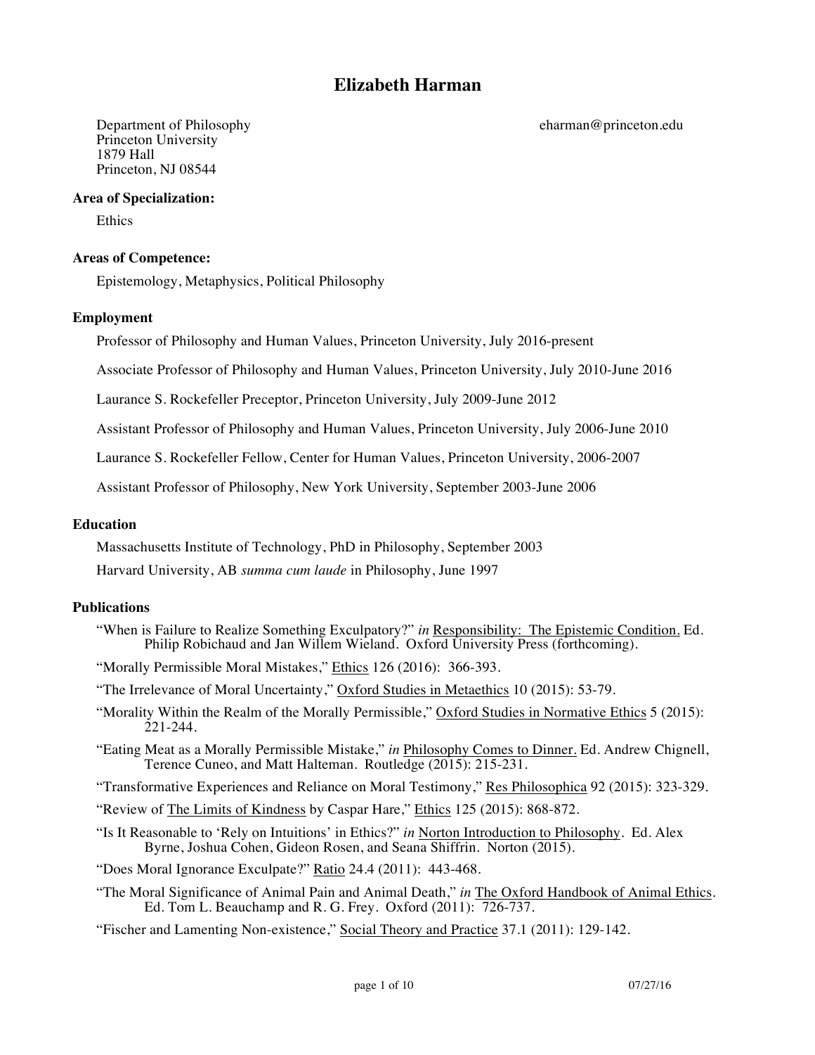# Elizabeth Harman

Department of Philosophy
Princeton University
1879 Hall
Princeton, NJ 08544

eharman@princeton.edu

## Area of Specialization:

Ethics

## Areas of Competence:

Epistemology, Metaphysics, Political Philosophy

## Employment

Professor of Philosophy and Human Values, Princeton University, July 2016-present

Associate Professor of Philosophy and Human Values, Princeton University, July 2010-June 2016

Laurance S. Rockefeller Preceptor, Princeton University, July 2009-June 2012

Assistant Professor of Philosophy and Human Values, Princeton University, July 2006-June 2010

Laurance S. Rockefeller Fellow, Center for Human Values, Princeton University, 2006-2007

Assistant Professor of Philosophy, New York University, September 2003-June 2006

## Education

Massachusetts Institute of Technology, PhD in Philosophy, September 2003

Harvard University, AB *summa cum laude* in Philosophy, June 1997

## Publications

"When is Failure to Realize Something Exculpatory?" *in* Responsibility: The Epistemic Condition. Ed. Philip Robichaud and Jan Willem Wieland. Oxford University Press (forthcoming).

"Morally Permissible Moral Mistakes," Ethics 126 (2016): 366-393.

"The Irrelevance of Moral Uncertainty," Oxford Studies in Metaethics 10 (2015): 53-79.

"Morality Within the Realm of the Morally Permissible," Oxford Studies in Normative Ethics 5 (2015): 221-244.

"Eating Meat as a Morally Permissible Mistake," *in* Philosophy Comes to Dinner. Ed. Andrew Chignell, Terence Cuneo, and Matt Halteman. Routledge (2015): 215-231.

"Transformative Experiences and Reliance on Moral Testimony," Res Philosophica 92 (2015): 323-329.

"Review of The Limits of Kindness by Caspar Hare," Ethics 125 (2015): 868-872.

"Is It Reasonable to 'Rely on Intuitions' in Ethics?" *in* Norton Introduction to Philosophy. Ed. Alex Byrne, Joshua Cohen, Gideon Rosen, and Seana Shiffrin. Norton (2015).

"Does Moral Ignorance Exculpate?" Ratio 24.4 (2011): 443-468.

"The Moral Significance of Animal Pain and Animal Death," *in* The Oxford Handbook of Animal Ethics. Ed. Tom L. Beauchamp and R. G. Frey. Oxford (2011): 726-737.

"Fischer and Lamenting Non-existence," Social Theory and Practice 37.1 (2011): 129-142.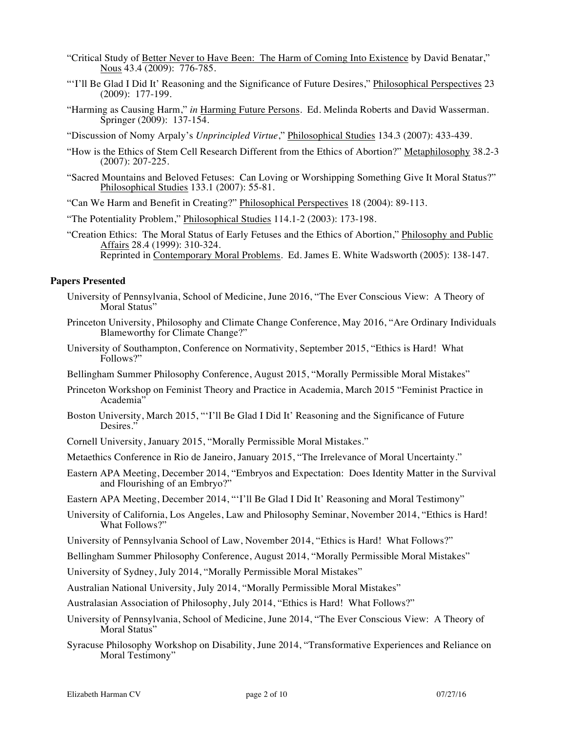"Critical Study of Better Never to Have Been: The Harm of Coming Into Existence by David Benatar," Nous 43.4 (2009): 776-785.

"'I'll Be Glad I Did It' Reasoning and the Significance of Future Desires," Philosophical Perspectives 23 (2009): 177-199.

"Harming as Causing Harm," *in* Harming Future Persons. Ed. Melinda Roberts and David Wasserman. Springer (2009): 137-154.

"Discussion of Nomy Arpaly's *Unprincipled Virtue*," Philosophical Studies 134.3 (2007): 433-439.

"How is the Ethics of Stem Cell Research Different from the Ethics of Abortion?" Metaphilosophy 38.2-3 (2007): 207-225.

"Sacred Mountains and Beloved Fetuses: Can Loving or Worshipping Something Give It Moral Status?" Philosophical Studies 133.1 (2007): 55-81.

"Can We Harm and Benefit in Creating?" Philosophical Perspectives 18 (2004): 89-113.

"The Potentiality Problem," Philosophical Studies 114.1-2 (2003): 173-198.

"Creation Ethics: The Moral Status of Early Fetuses and the Ethics of Abortion," Philosophy and Public Affairs 28.4 (1999): 310-324.
Reprinted in Contemporary Moral Problems. Ed. James E. White Wadsworth (2005): 138-147.

**Papers Presented**

University of Pennsylvania, School of Medicine, June 2016, "The Ever Conscious View: A Theory of Moral Status"

Princeton University, Philosophy and Climate Change Conference, May 2016, "Are Ordinary Individuals Blameworthy for Climate Change?"

University of Southampton, Conference on Normativity, September 2015, "Ethics is Hard! What Follows?"

Bellingham Summer Philosophy Conference, August 2015, "Morally Permissible Moral Mistakes"

Princeton Workshop on Feminist Theory and Practice in Academia, March 2015 "Feminist Practice in Academia"

Boston University, March 2015, "'I'll Be Glad I Did It' Reasoning and the Significance of Future Desires."

Cornell University, January 2015, "Morally Permissible Moral Mistakes."

Metaethics Conference in Rio de Janeiro, January 2015, "The Irrelevance of Moral Uncertainty."

Eastern APA Meeting, December 2014, "Embryos and Expectation: Does Identity Matter in the Survival and Flourishing of an Embryo?"

Eastern APA Meeting, December 2014, "'I'll Be Glad I Did It' Reasoning and Moral Testimony"

University of California, Los Angeles, Law and Philosophy Seminar, November 2014, "Ethics is Hard! What Follows?"

University of Pennsylvania School of Law, November 2014, "Ethics is Hard! What Follows?"

Bellingham Summer Philosophy Conference, August 2014, "Morally Permissible Moral Mistakes"

University of Sydney, July 2014, "Morally Permissible Moral Mistakes"

Australian National University, July 2014, "Morally Permissible Moral Mistakes"

Australasian Association of Philosophy, July 2014, "Ethics is Hard! What Follows?"

University of Pennsylvania, School of Medicine, June 2014, "The Ever Conscious View: A Theory of Moral Status"

Syracuse Philosophy Workshop on Disability, June 2014, "Transformative Experiences and Reliance on Moral Testimony"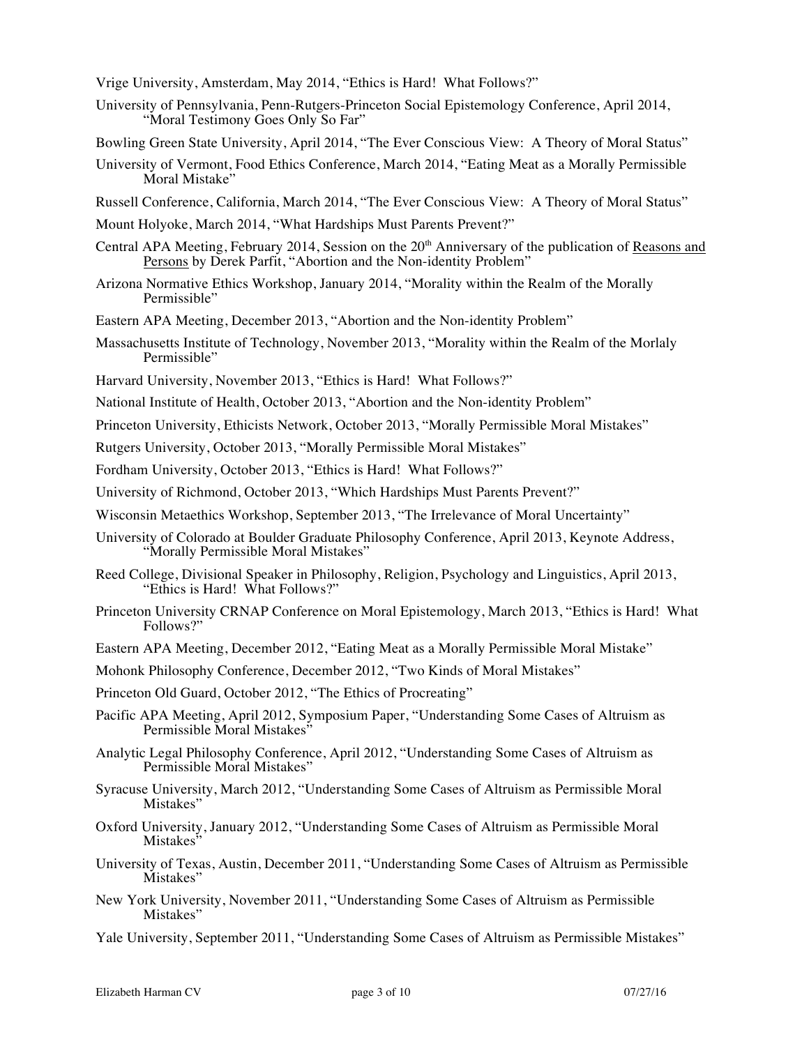Vrige University, Amsterdam, May 2014, "Ethics is Hard! What Follows?"

University of Pennsylvania, Penn-Rutgers-Princeton Social Epistemology Conference, April 2014, "Moral Testimony Goes Only So Far"

Bowling Green State University, April 2014, "The Ever Conscious View: A Theory of Moral Status"

University of Vermont, Food Ethics Conference, March 2014, "Eating Meat as a Morally Permissible Moral Mistake"

Russell Conference, California, March 2014, "The Ever Conscious View: A Theory of Moral Status"

Mount Holyoke, March 2014, "What Hardships Must Parents Prevent?"

Central APA Meeting, February 2014, Session on the 20th Anniversary of the publication of Reasons and Persons by Derek Parfit, "Abortion and the Non-identity Problem"

Arizona Normative Ethics Workshop, January 2014, "Morality within the Realm of the Morally Permissible"

Eastern APA Meeting, December 2013, "Abortion and the Non-identity Problem"

Massachusetts Institute of Technology, November 2013, "Morality within the Realm of the Morlaly Permissible"

Harvard University, November 2013, "Ethics is Hard! What Follows?"

National Institute of Health, October 2013, "Abortion and the Non-identity Problem"

Princeton University, Ethicists Network, October 2013, "Morally Permissible Moral Mistakes"

Rutgers University, October 2013, "Morally Permissible Moral Mistakes"

Fordham University, October 2013, "Ethics is Hard! What Follows?"

University of Richmond, October 2013, "Which Hardships Must Parents Prevent?"

Wisconsin Metaethics Workshop, September 2013, "The Irrelevance of Moral Uncertainty"

University of Colorado at Boulder Graduate Philosophy Conference, April 2013, Keynote Address, "Morally Permissible Moral Mistakes"

Reed College, Divisional Speaker in Philosophy, Religion, Psychology and Linguistics, April 2013, "Ethics is Hard! What Follows?"

Princeton University CRNAP Conference on Moral Epistemology, March 2013, "Ethics is Hard! What Follows?"

Eastern APA Meeting, December 2012, "Eating Meat as a Morally Permissible Moral Mistake"

Mohonk Philosophy Conference, December 2012, "Two Kinds of Moral Mistakes"

Princeton Old Guard, October 2012, "The Ethics of Procreating"

Pacific APA Meeting, April 2012, Symposium Paper, "Understanding Some Cases of Altruism as Permissible Moral Mistakes"

Analytic Legal Philosophy Conference, April 2012, "Understanding Some Cases of Altruism as Permissible Moral Mistakes"

Syracuse University, March 2012, "Understanding Some Cases of Altruism as Permissible Moral Mistakes"

Oxford University, January 2012, "Understanding Some Cases of Altruism as Permissible Moral Mistakes"

University of Texas, Austin, December 2011, "Understanding Some Cases of Altruism as Permissible Mistakes"

New York University, November 2011, "Understanding Some Cases of Altruism as Permissible Mistakes"

Yale University, September 2011, "Understanding Some Cases of Altruism as Permissible Mistakes"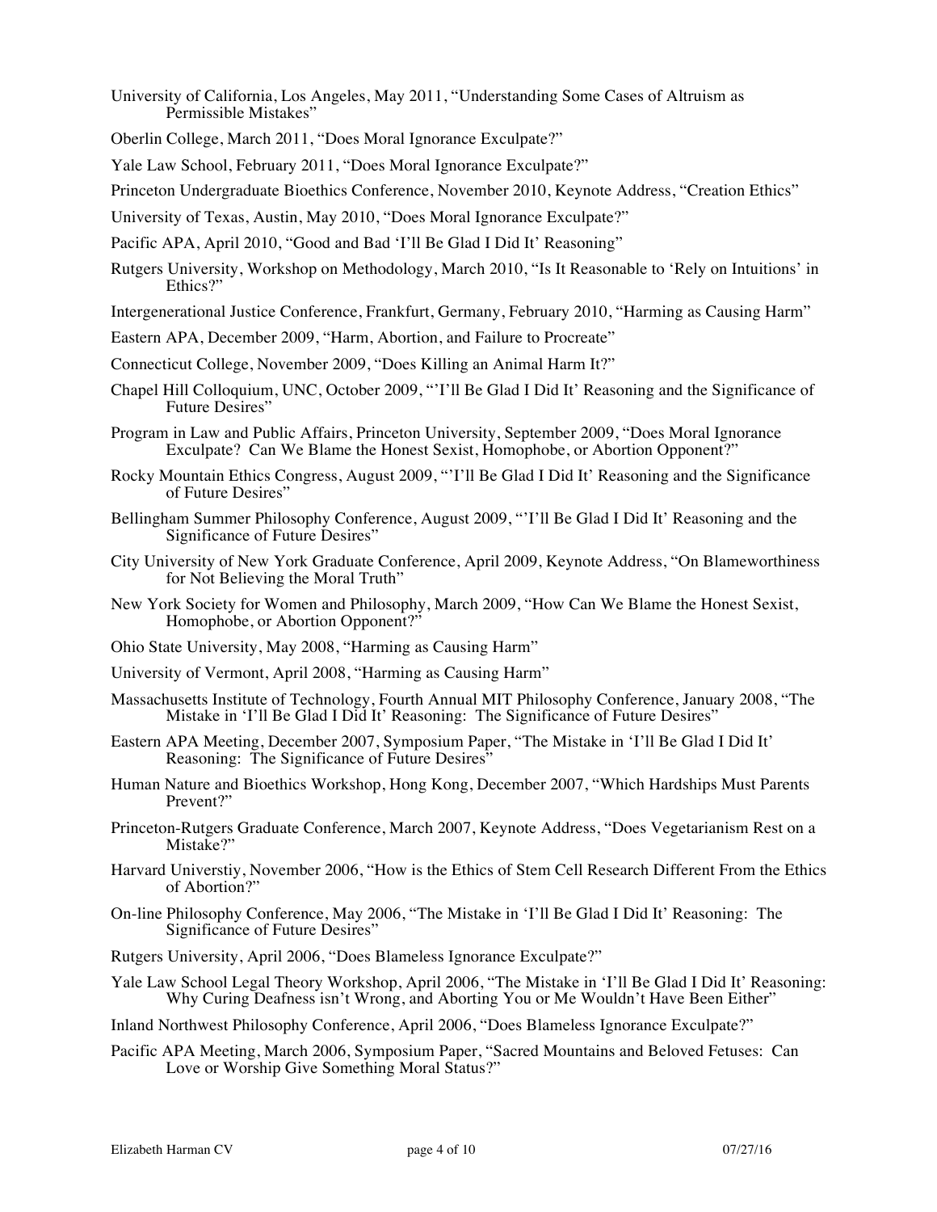University of California, Los Angeles, May 2011, "Understanding Some Cases of Altruism as Permissible Mistakes"

Oberlin College, March 2011, "Does Moral Ignorance Exculpate?"

Yale Law School, February 2011, "Does Moral Ignorance Exculpate?"

Princeton Undergraduate Bioethics Conference, November 2010, Keynote Address, "Creation Ethics"

University of Texas, Austin, May 2010, "Does Moral Ignorance Exculpate?"

Pacific APA, April 2010, "Good and Bad 'I'll Be Glad I Did It' Reasoning"

Rutgers University, Workshop on Methodology, March 2010, "Is It Reasonable to 'Rely on Intuitions' in Ethics?"

Intergenerational Justice Conference, Frankfurt, Germany, February 2010, "Harming as Causing Harm"

Eastern APA, December 2009, "Harm, Abortion, and Failure to Procreate"

Connecticut College, November 2009, "Does Killing an Animal Harm It?"

Chapel Hill Colloquium, UNC, October 2009, "'I'll Be Glad I Did It' Reasoning and the Significance of Future Desires"

Program in Law and Public Affairs, Princeton University, September 2009, "Does Moral Ignorance Exculpate? Can We Blame the Honest Sexist, Homophobe, or Abortion Opponent?"

Rocky Mountain Ethics Congress, August 2009, "'I'll Be Glad I Did It' Reasoning and the Significance of Future Desires"

Bellingham Summer Philosophy Conference, August 2009, "'I'll Be Glad I Did It' Reasoning and the Significance of Future Desires"

City University of New York Graduate Conference, April 2009, Keynote Address, "On Blameworthiness for Not Believing the Moral Truth"

New York Society for Women and Philosophy, March 2009, "How Can We Blame the Honest Sexist, Homophobe, or Abortion Opponent?"

Ohio State University, May 2008, "Harming as Causing Harm"

University of Vermont, April 2008, "Harming as Causing Harm"

Massachusetts Institute of Technology, Fourth Annual MIT Philosophy Conference, January 2008, "The Mistake in 'I'll Be Glad I Did It' Reasoning: The Significance of Future Desires"

Eastern APA Meeting, December 2007, Symposium Paper, "The Mistake in 'I'll Be Glad I Did It' Reasoning: The Significance of Future Desires"

Human Nature and Bioethics Workshop, Hong Kong, December 2007, "Which Hardships Must Parents Prevent?"

Princeton-Rutgers Graduate Conference, March 2007, Keynote Address, "Does Vegetarianism Rest on a Mistake?"

Harvard Universtiy, November 2006, "How is the Ethics of Stem Cell Research Different From the Ethics of Abortion?"

On-line Philosophy Conference, May 2006, "The Mistake in 'I'll Be Glad I Did It' Reasoning: The Significance of Future Desires"

Rutgers University, April 2006, "Does Blameless Ignorance Exculpate?"

Yale Law School Legal Theory Workshop, April 2006, "The Mistake in 'I'll Be Glad I Did It' Reasoning: Why Curing Deafness isn't Wrong, and Aborting You or Me Wouldn't Have Been Either"

Inland Northwest Philosophy Conference, April 2006, "Does Blameless Ignorance Exculpate?"

Pacific APA Meeting, March 2006, Symposium Paper, "Sacred Mountains and Beloved Fetuses: Can Love or Worship Give Something Moral Status?"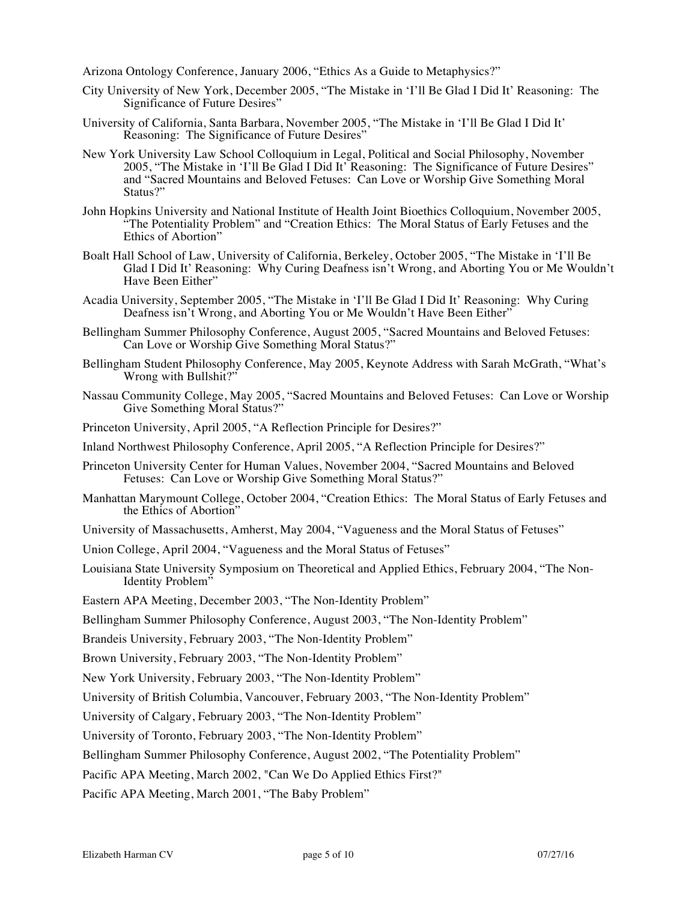Arizona Ontology Conference, January 2006, "Ethics As a Guide to Metaphysics?"

City University of New York, December 2005, "The Mistake in 'I'll Be Glad I Did It' Reasoning: The Significance of Future Desires"

University of California, Santa Barbara, November 2005, "The Mistake in 'I'll Be Glad I Did It' Reasoning: The Significance of Future Desires"

New York University Law School Colloquium in Legal, Political and Social Philosophy, November 2005, "The Mistake in 'I'll Be Glad I Did It' Reasoning: The Significance of Future Desires" and "Sacred Mountains and Beloved Fetuses: Can Love or Worship Give Something Moral Status?"

John Hopkins University and National Institute of Health Joint Bioethics Colloquium, November 2005, "The Potentiality Problem" and "Creation Ethics: The Moral Status of Early Fetuses and the Ethics of Abortion"

Boalt Hall School of Law, University of California, Berkeley, October 2005, "The Mistake in 'I'll Be Glad I Did It' Reasoning: Why Curing Deafness isn't Wrong, and Aborting You or Me Wouldn't Have Been Either"

Acadia University, September 2005, "The Mistake in 'I'll Be Glad I Did It' Reasoning: Why Curing Deafness isn't Wrong, and Aborting You or Me Wouldn't Have Been Either"

Bellingham Summer Philosophy Conference, August 2005, "Sacred Mountains and Beloved Fetuses: Can Love or Worship Give Something Moral Status?"

Bellingham Student Philosophy Conference, May 2005, Keynote Address with Sarah McGrath, "What's Wrong with Bullshit?"

Nassau Community College, May 2005, "Sacred Mountains and Beloved Fetuses: Can Love or Worship Give Something Moral Status?"

Princeton University, April 2005, "A Reflection Principle for Desires?"

Inland Northwest Philosophy Conference, April 2005, "A Reflection Principle for Desires?"

Princeton University Center for Human Values, November 2004, "Sacred Mountains and Beloved Fetuses: Can Love or Worship Give Something Moral Status?"

Manhattan Marymount College, October 2004, "Creation Ethics: The Moral Status of Early Fetuses and the Ethics of Abortion"

University of Massachusetts, Amherst, May 2004, "Vagueness and the Moral Status of Fetuses"

Union College, April 2004, "Vagueness and the Moral Status of Fetuses"

Louisiana State University Symposium on Theoretical and Applied Ethics, February 2004, "The Non-Identity Problem"

Eastern APA Meeting, December 2003, "The Non-Identity Problem"

Bellingham Summer Philosophy Conference, August 2003, "The Non-Identity Problem"

Brandeis University, February 2003, "The Non-Identity Problem"

Brown University, February 2003, "The Non-Identity Problem"

New York University, February 2003, "The Non-Identity Problem"

University of British Columbia, Vancouver, February 2003, "The Non-Identity Problem"

University of Calgary, February 2003, "The Non-Identity Problem"

University of Toronto, February 2003, "The Non-Identity Problem"

Bellingham Summer Philosophy Conference, August 2002, "The Potentiality Problem"

Pacific APA Meeting, March 2002, "Can We Do Applied Ethics First?"

Pacific APA Meeting, March 2001, "The Baby Problem"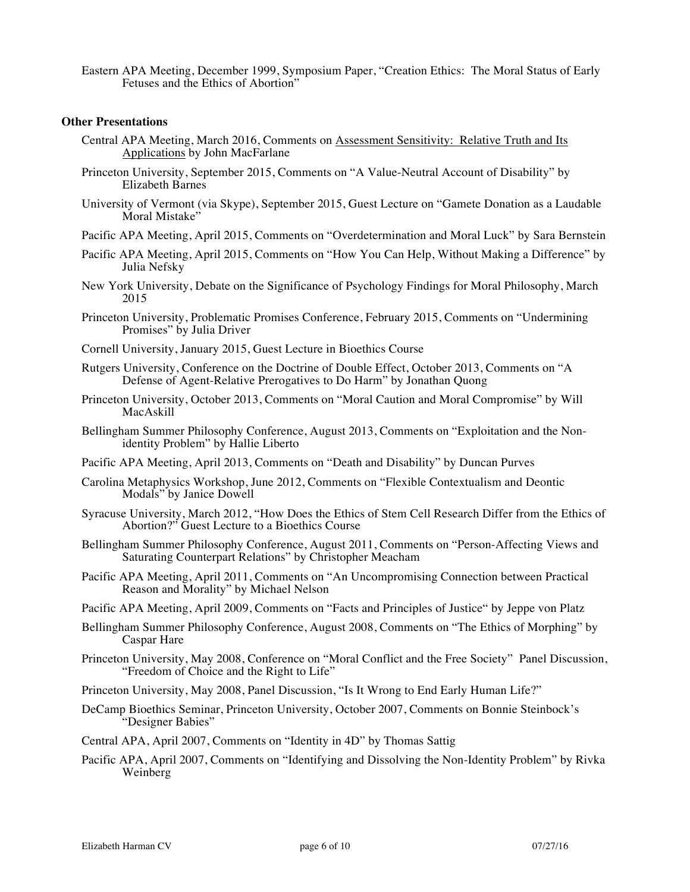Eastern APA Meeting, December 1999, Symposium Paper, "Creation Ethics: The Moral Status of Early Fetuses and the Ethics of Abortion"

**Other Presentations**

Central APA Meeting, March 2016, Comments on Assessment Sensitivity: Relative Truth and Its Applications by John MacFarlane

Princeton University, September 2015, Comments on "A Value-Neutral Account of Disability" by Elizabeth Barnes

University of Vermont (via Skype), September 2015, Guest Lecture on "Gamete Donation as a Laudable Moral Mistake"

Pacific APA Meeting, April 2015, Comments on "Overdetermination and Moral Luck" by Sara Bernstein

Pacific APA Meeting, April 2015, Comments on "How You Can Help, Without Making a Difference" by Julia Nefsky

New York University, Debate on the Significance of Psychology Findings for Moral Philosophy, March 2015

Princeton University, Problematic Promises Conference, February 2015, Comments on "Undermining Promises" by Julia Driver

Cornell University, January 2015, Guest Lecture in Bioethics Course

Rutgers University, Conference on the Doctrine of Double Effect, October 2013, Comments on "A Defense of Agent-Relative Prerogatives to Do Harm" by Jonathan Quong

Princeton University, October 2013, Comments on "Moral Caution and Moral Compromise" by Will MacAskill

Bellingham Summer Philosophy Conference, August 2013, Comments on "Exploitation and the Non-identity Problem" by Hallie Liberto

Pacific APA Meeting, April 2013, Comments on "Death and Disability" by Duncan Purves

Carolina Metaphysics Workshop, June 2012, Comments on "Flexible Contextualism and Deontic Modals" by Janice Dowell

Syracuse University, March 2012, "How Does the Ethics of Stem Cell Research Differ from the Ethics of Abortion?" Guest Lecture to a Bioethics Course

Bellingham Summer Philosophy Conference, August 2011, Comments on "Person-Affecting Views and Saturating Counterpart Relations" by Christopher Meacham

Pacific APA Meeting, April 2011, Comments on "An Uncompromising Connection between Practical Reason and Morality" by Michael Nelson

Pacific APA Meeting, April 2009, Comments on "Facts and Principles of Justice" by Jeppe von Platz

Bellingham Summer Philosophy Conference, August 2008, Comments on "The Ethics of Morphing" by Caspar Hare

Princeton University, May 2008, Conference on "Moral Conflict and the Free Society" Panel Discussion, "Freedom of Choice and the Right to Life"

Princeton University, May 2008, Panel Discussion, "Is It Wrong to End Early Human Life?"

DeCamp Bioethics Seminar, Princeton University, October 2007, Comments on Bonnie Steinbock's "Designer Babies"

Central APA, April 2007, Comments on "Identity in 4D" by Thomas Sattig

Pacific APA, April 2007, Comments on "Identifying and Dissolving the Non-Identity Problem" by Rivka Weinberg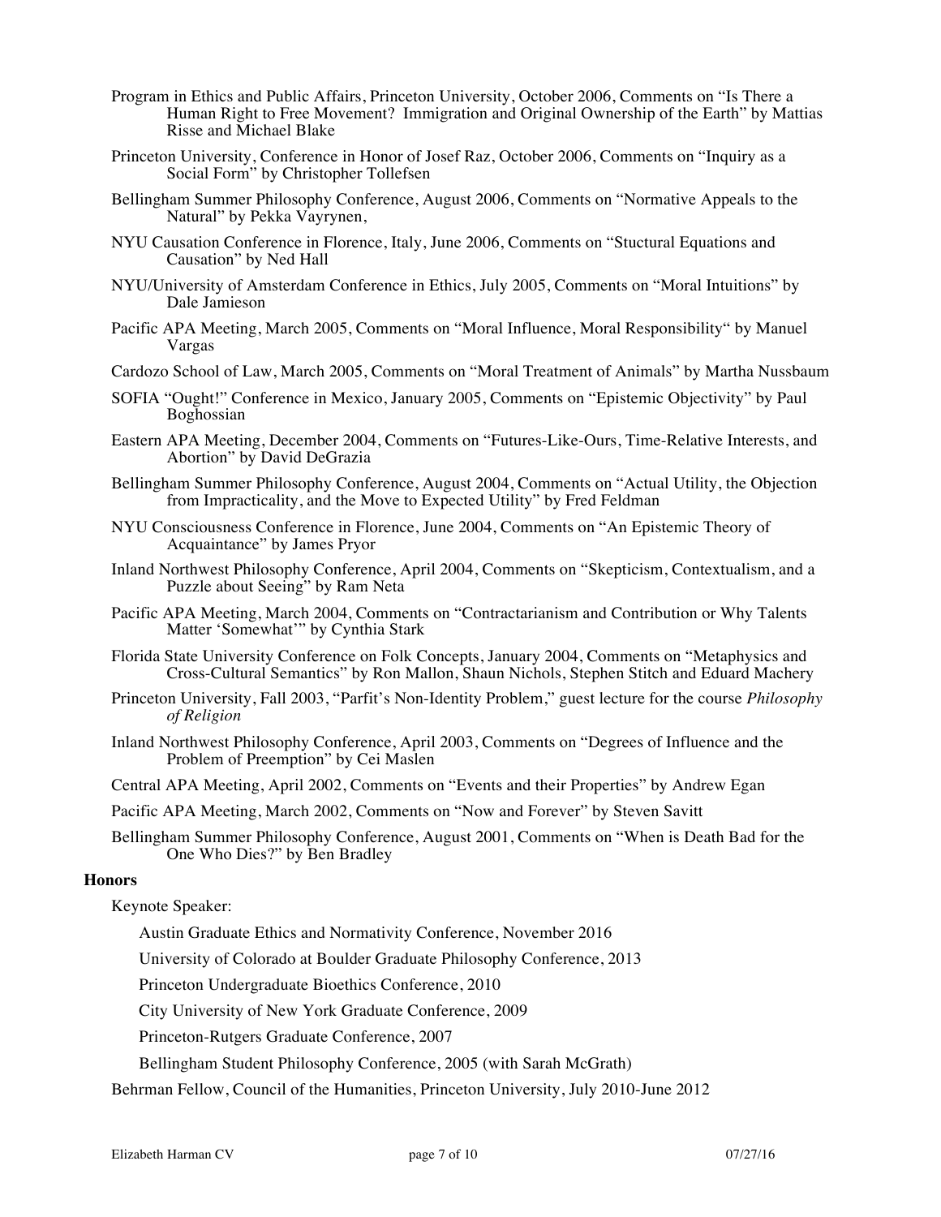Program in Ethics and Public Affairs, Princeton University, October 2006, Comments on "Is There a Human Right to Free Movement? Immigration and Original Ownership of the Earth" by Mattias Risse and Michael Blake

Princeton University, Conference in Honor of Josef Raz, October 2006, Comments on "Inquiry as a Social Form" by Christopher Tollefsen

Bellingham Summer Philosophy Conference, August 2006, Comments on "Normative Appeals to the Natural" by Pekka Vayrynen,

NYU Causation Conference in Florence, Italy, June 2006, Comments on "Stuctural Equations and Causation" by Ned Hall

NYU/University of Amsterdam Conference in Ethics, July 2005, Comments on "Moral Intuitions" by Dale Jamieson

Pacific APA Meeting, March 2005, Comments on "Moral Influence, Moral Responsibility" by Manuel Vargas

Cardozo School of Law, March 2005, Comments on "Moral Treatment of Animals" by Martha Nussbaum

SOFIA "Ought!" Conference in Mexico, January 2005, Comments on "Epistemic Objectivity" by Paul Boghossian

Eastern APA Meeting, December 2004, Comments on "Futures-Like-Ours, Time-Relative Interests, and Abortion" by David DeGrazia

Bellingham Summer Philosophy Conference, August 2004, Comments on "Actual Utility, the Objection from Impracticality, and the Move to Expected Utility" by Fred Feldman

NYU Consciousness Conference in Florence, June 2004, Comments on "An Epistemic Theory of Acquaintance" by James Pryor

Inland Northwest Philosophy Conference, April 2004, Comments on "Skepticism, Contextualism, and a Puzzle about Seeing" by Ram Neta

Pacific APA Meeting, March 2004, Comments on "Contractarianism and Contribution or Why Talents Matter 'Somewhat'" by Cynthia Stark

Florida State University Conference on Folk Concepts, January 2004, Comments on "Metaphysics and Cross-Cultural Semantics" by Ron Mallon, Shaun Nichols, Stephen Stitch and Eduard Machery

Princeton University, Fall 2003, "Parfit's Non-Identity Problem," guest lecture for the course *Philosophy of Religion*

Inland Northwest Philosophy Conference, April 2003, Comments on "Degrees of Influence and the Problem of Preemption" by Cei Maslen

Central APA Meeting, April 2002, Comments on "Events and their Properties" by Andrew Egan

Pacific APA Meeting, March 2002, Comments on "Now and Forever" by Steven Savitt

Bellingham Summer Philosophy Conference, August 2001, Comments on "When is Death Bad for the One Who Dies?" by Ben Bradley

**Honors**

Keynote Speaker:

- Austin Graduate Ethics and Normativity Conference, November 2016
- University of Colorado at Boulder Graduate Philosophy Conference, 2013
- Princeton Undergraduate Bioethics Conference, 2010
- City University of New York Graduate Conference, 2009
- Princeton-Rutgers Graduate Conference, 2007
- Bellingham Student Philosophy Conference, 2005 (with Sarah McGrath)

Behrman Fellow, Council of the Humanities, Princeton University, July 2010-June 2012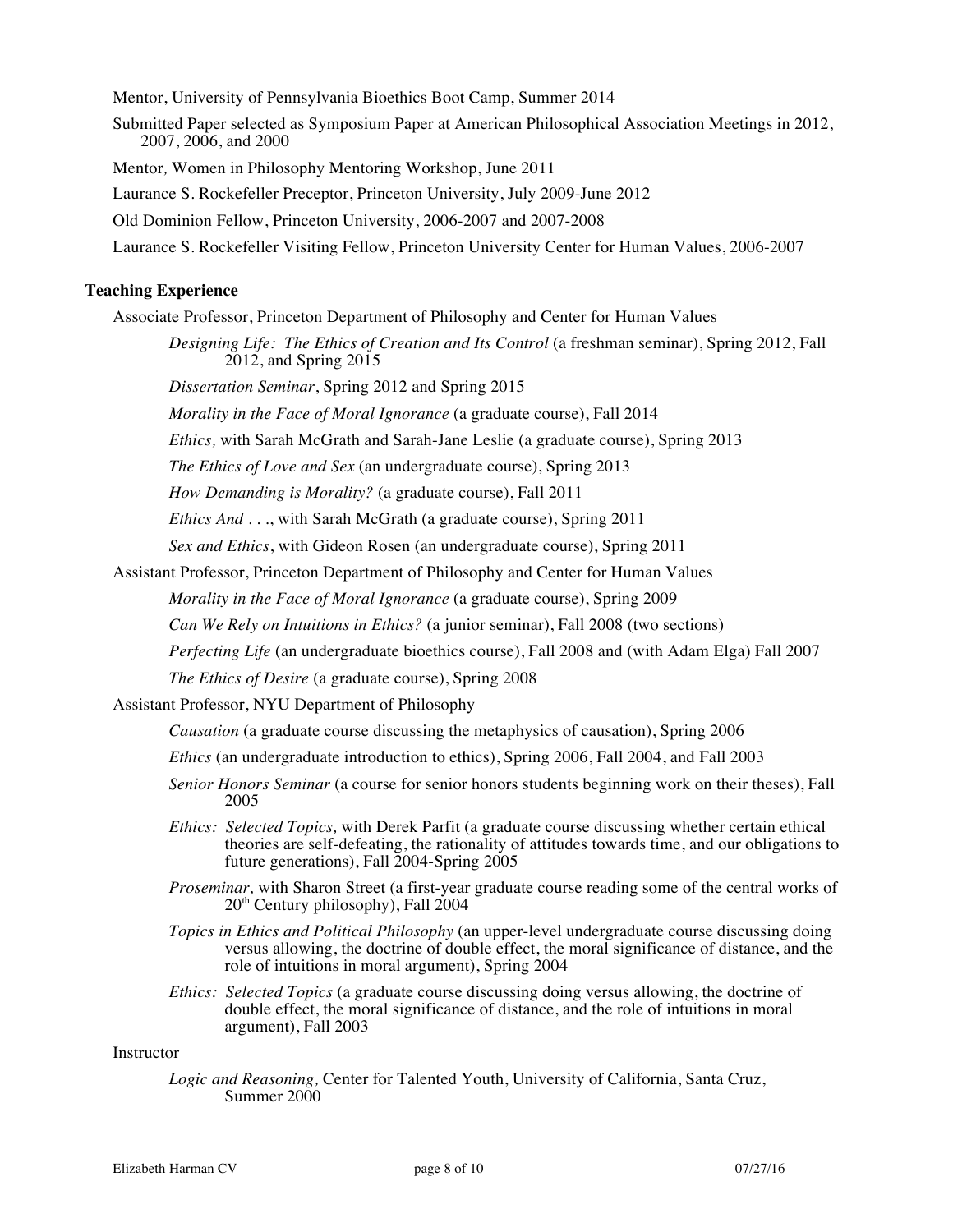Mentor, University of Pennsylvania Bioethics Boot Camp, Summer 2014

Submitted Paper selected as Symposium Paper at American Philosophical Association Meetings in 2012, 2007, 2006, and 2000

Mentor, Women in Philosophy Mentoring Workshop, June 2011

Laurance S. Rockefeller Preceptor, Princeton University, July 2009-June 2012

Old Dominion Fellow, Princeton University, 2006-2007 and 2007-2008

Laurance S. Rockefeller Visiting Fellow, Princeton University Center for Human Values, 2006-2007

**Teaching Experience**

Associate Professor, Princeton Department of Philosophy and Center for Human Values

- *Designing Life: The Ethics of Creation and Its Control* (a freshman seminar), Spring 2012, Fall 2012, and Spring 2015
- *Dissertation Seminar*, Spring 2012 and Spring 2015
- *Morality in the Face of Moral Ignorance* (a graduate course), Fall 2014
- *Ethics,* with Sarah McGrath and Sarah-Jane Leslie (a graduate course), Spring 2013
- *The Ethics of Love and Sex* (an undergraduate course), Spring 2013
- *How Demanding is Morality?* (a graduate course), Fall 2011
- *Ethics And . . .*, with Sarah McGrath (a graduate course), Spring 2011
- *Sex and Ethics*, with Gideon Rosen (an undergraduate course), Spring 2011

Assistant Professor, Princeton Department of Philosophy and Center for Human Values

- *Morality in the Face of Moral Ignorance* (a graduate course), Spring 2009
- *Can We Rely on Intuitions in Ethics?* (a junior seminar), Fall 2008 (two sections)
- *Perfecting Life* (an undergraduate bioethics course), Fall 2008 and (with Adam Elga) Fall 2007
- *The Ethics of Desire* (a graduate course), Spring 2008

Assistant Professor, NYU Department of Philosophy

- *Causation* (a graduate course discussing the metaphysics of causation), Spring 2006
- *Ethics* (an undergraduate introduction to ethics), Spring 2006, Fall 2004, and Fall 2003
- *Senior Honors Seminar* (a course for senior honors students beginning work on their theses), Fall 2005
- *Ethics: Selected Topics,* with Derek Parfit (a graduate course discussing whether certain ethical theories are self-defeating, the rationality of attitudes towards time, and our obligations to future generations), Fall 2004-Spring 2005
- *Proseminar,* with Sharon Street (a first-year graduate course reading some of the central works of 20th Century philosophy), Fall 2004
- *Topics in Ethics and Political Philosophy* (an upper-level undergraduate course discussing doing versus allowing, the doctrine of double effect, the moral significance of distance, and the role of intuitions in moral argument), Spring 2004
- *Ethics: Selected Topics* (a graduate course discussing doing versus allowing, the doctrine of double effect, the moral significance of distance, and the role of intuitions in moral argument), Fall 2003

Instructor

- *Logic and Reasoning,* Center for Talented Youth, University of California, Santa Cruz, Summer 2000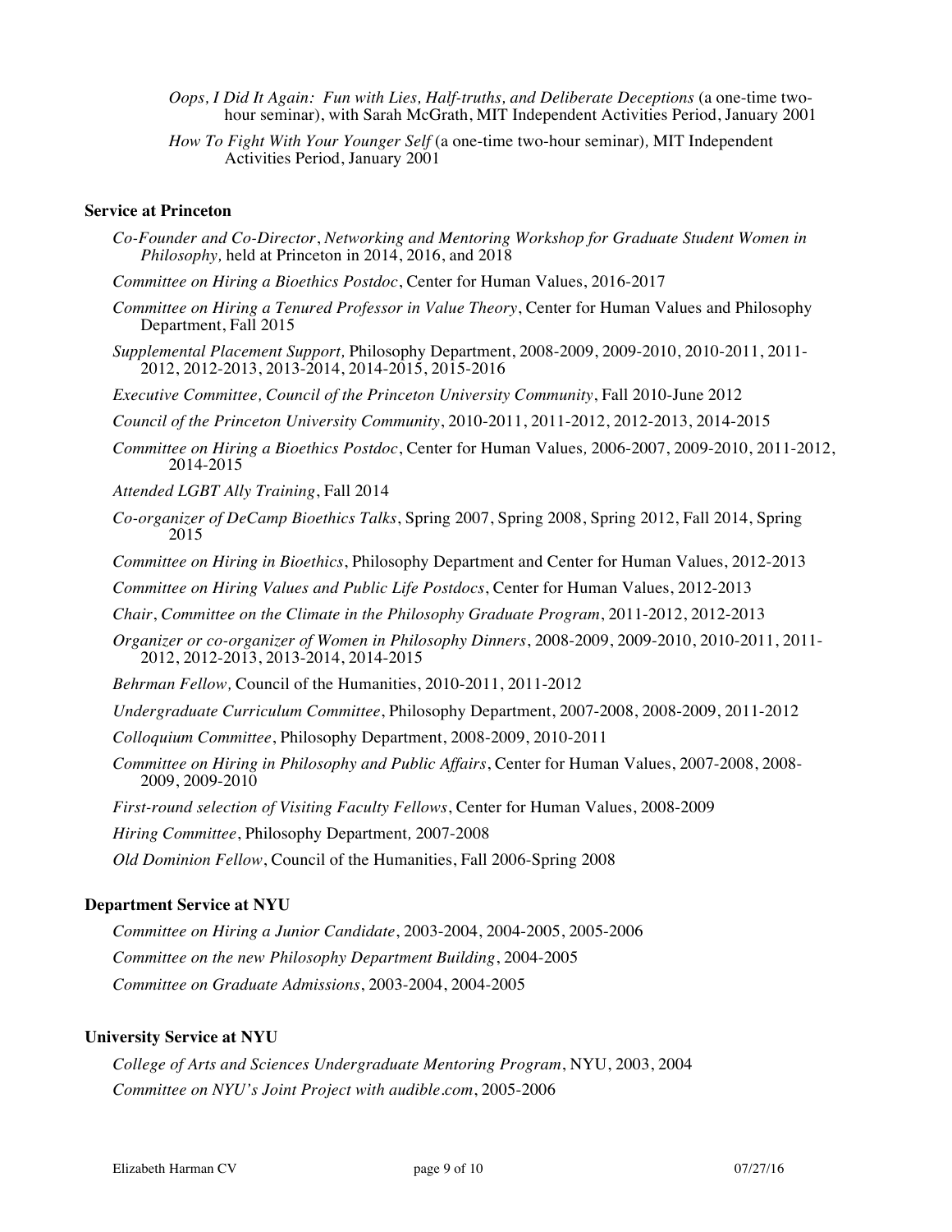*Oops, I Did It Again: Fun with Lies, Half-truths, and Deliberate Deceptions* (a one-time two-hour seminar), with Sarah McGrath, MIT Independent Activities Period, January 2001

*How To Fight With Your Younger Self* (a one-time two-hour seminar), MIT Independent Activities Period, January 2001

**Service at Princeton**

*Co-Founder and Co-Director*, *Networking and Mentoring Workshop for Graduate Student Women in Philosophy,* held at Princeton in 2014, 2016, and 2018

*Committee on Hiring a Bioethics Postdoc*, Center for Human Values, 2016-2017

*Committee on Hiring a Tenured Professor in Value Theory*, Center for Human Values and Philosophy Department, Fall 2015

*Supplemental Placement Support,* Philosophy Department, 2008-2009, 2009-2010, 2010-2011, 2011-2012, 2012-2013, 2013-2014, 2014-2015, 2015-2016

*Executive Committee, Council of the Princeton University Community*, Fall 2010-June 2012

*Council of the Princeton University Community*, 2010-2011, 2011-2012, 2012-2013, 2014-2015

*Committee on Hiring a Bioethics Postdoc*, Center for Human Values, 2006-2007, 2009-2010, 2011-2012, 2014-2015

*Attended LGBT Ally Training*, Fall 2014

*Co-organizer of DeCamp Bioethics Talks*, Spring 2007, Spring 2008, Spring 2012, Fall 2014, Spring 2015

*Committee on Hiring in Bioethics*, Philosophy Department and Center for Human Values, 2012-2013

*Committee on Hiring Values and Public Life Postdocs*, Center for Human Values, 2012-2013

*Chair*, *Committee on the Climate in the Philosophy Graduate Program*, 2011-2012, 2012-2013

*Organizer or co-organizer of Women in Philosophy Dinners*, 2008-2009, 2009-2010, 2010-2011, 2011-2012, 2012-2013, 2013-2014, 2014-2015

*Behrman Fellow,* Council of the Humanities, 2010-2011, 2011-2012

*Undergraduate Curriculum Committee*, Philosophy Department, 2007-2008, 2008-2009, 2011-2012

*Colloquium Committee*, Philosophy Department, 2008-2009, 2010-2011

*Committee on Hiring in Philosophy and Public Affairs*, Center for Human Values, 2007-2008, 2008-2009, 2009-2010

*First-round selection of Visiting Faculty Fellows*, Center for Human Values, 2008-2009

*Hiring Committee*, Philosophy Department, 2007-2008

*Old Dominion Fellow*, Council of the Humanities, Fall 2006-Spring 2008

**Department Service at NYU**

*Committee on Hiring a Junior Candidate*, 2003-2004, 2004-2005, 2005-2006

*Committee on the new Philosophy Department Building*, 2004-2005

*Committee on Graduate Admissions*, 2003-2004, 2004-2005

**University Service at NYU**

*College of Arts and Sciences Undergraduate Mentoring Program*, NYU, 2003, 2004

*Committee on NYU's Joint Project with audible.com*, 2005-2006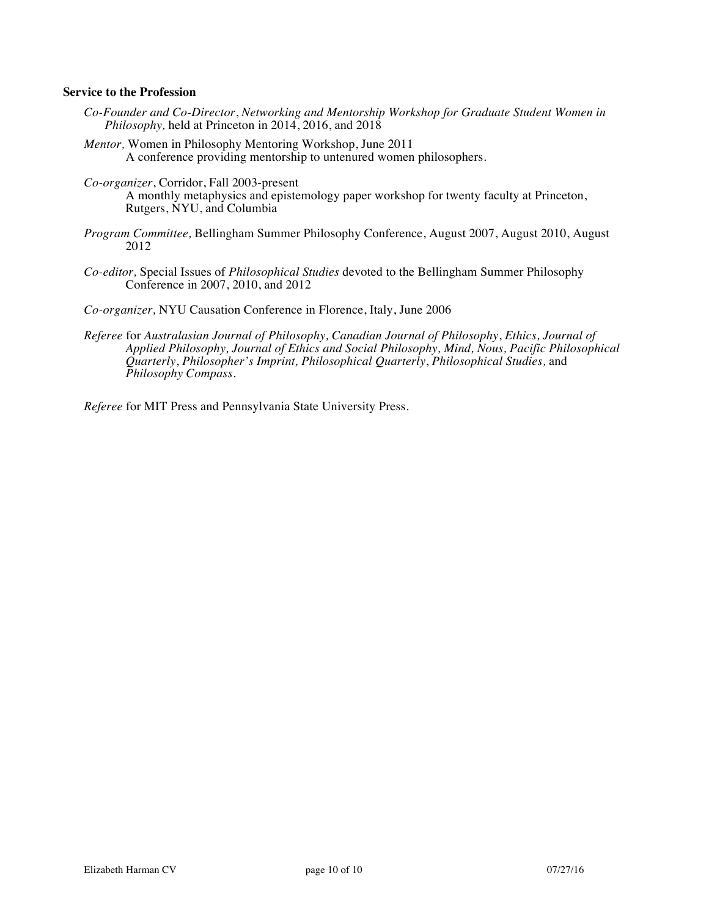**Service to the Profession**

*Co-Founder and Co-Director*, *Networking and Mentorship Workshop for Graduate Student Women in Philosophy,* held at Princeton in 2014, 2016, and 2018

*Mentor,* Women in Philosophy Mentoring Workshop, June 2011
A conference providing mentorship to untenured women philosophers.

*Co-organizer*, Corridor, Fall 2003-present
A monthly metaphysics and epistemology paper workshop for twenty faculty at Princeton, Rutgers, NYU, and Columbia

*Program Committee,* Bellingham Summer Philosophy Conference, August 2007, August 2010, August 2012

*Co-editor,* Special Issues of *Philosophical Studies* devoted to the Bellingham Summer Philosophy Conference in 2007, 2010, and 2012

*Co-organizer,* NYU Causation Conference in Florence, Italy, June 2006

*Referee* for *Australasian Journal of Philosophy, Canadian Journal of Philosophy*, *Ethics, Journal of Applied Philosophy, Journal of Ethics and Social Philosophy, Mind, Nous, Pacific Philosophical Quarterly*, *Philosopher's Imprint, Philosophical Quarterly*, *Philosophical Studies,* and *Philosophy Compass*.

*Referee* for MIT Press and Pennsylvania State University Press.